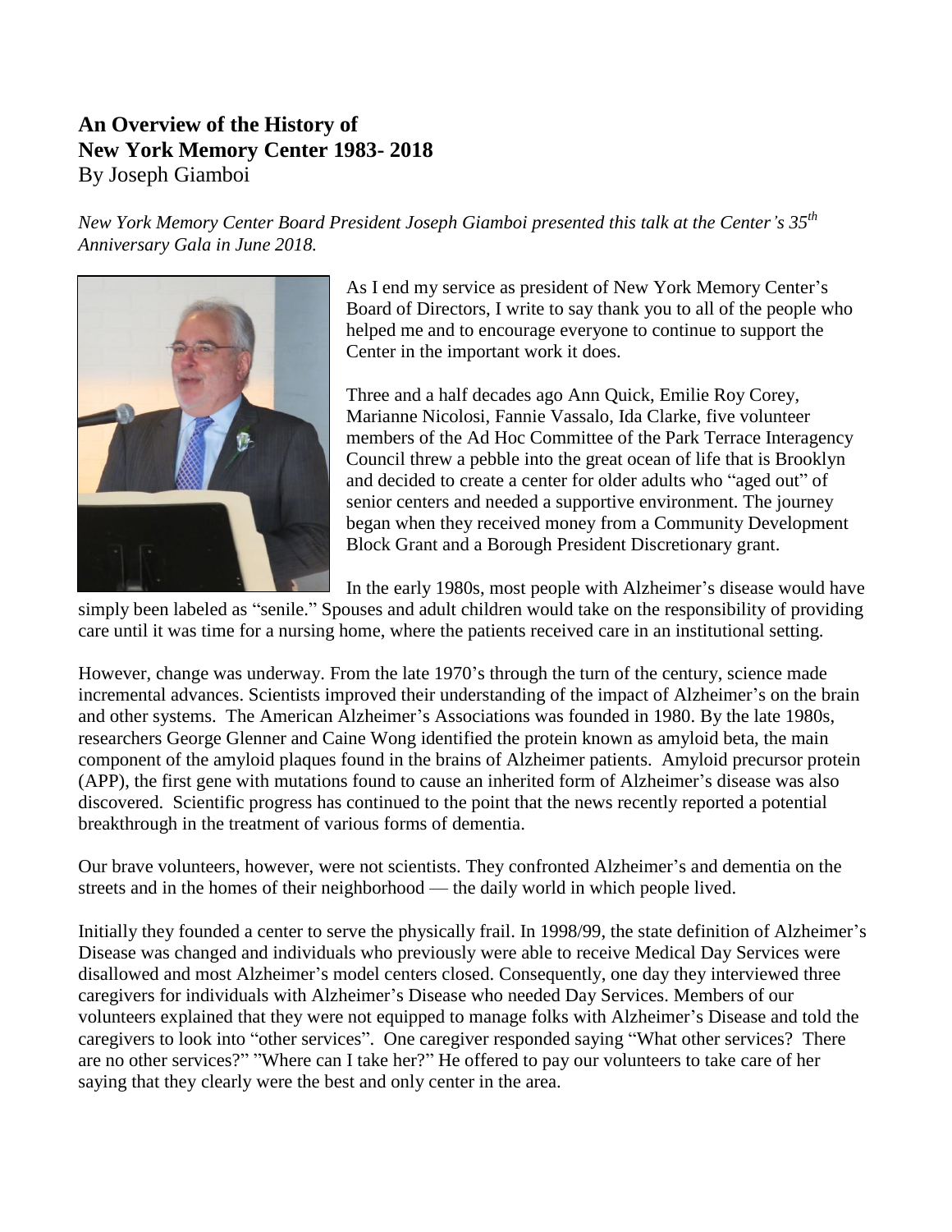# An Overview of the History of New York Memory Center 1983- 2018

By Joseph Giamboi

*New York Memory Center Board President Joseph Giamboi presented this talk at the Center's 35th Anniversary Gala in June 2018.*

As I end my service as president of New York Memory Center's Board of Directors, I write to say thank you to all of the people who helped me and to encourage everyone to continue to support the Center in the important work it does.

Three and a half decades ago Ann Quick, Emilie Roy Corey, Marianne Nicolosi, Fannie Vassalo, Ida Clarke, five volunteer members of the Ad Hoc Committee of the Park Terrace Interagency Council threw a pebble into the great ocean of life that is Brooklyn and decided to create a center for older adults who "aged out" of senior centers and needed a supportive environment. The journey began when they received money from a Community Development Block Grant and a Borough President Discretionary grant.

In the early 1980s, most people with Alzheimer's disease would have simply been labeled as "senile." Spouses and adult children would take on the responsibility of providing care until it was time for a nursing home, where the patients received care in an institutional setting.

However, change was underway. From the late 1970's through the turn of the century, science made incremental advances. Scientists improved their understanding of the impact of Alzheimer's on the brain and other systems. The American Alzheimer's Associations was founded in 1980. By the late 1980s, researchers George Glenner and Caine Wong identified the protein known as amyloid beta, the main component of the amyloid plaques found in the brains of Alzheimer patients. Amyloid precursor protein (APP), the first gene with mutations found to cause an inherited form of Alzheimer's disease was also discovered. Scientific progress has continued to the point that the news recently reported a potential breakthrough in the treatment of various forms of dementia.

Our brave volunteers, however, were not scientists. They confronted Alzheimer's and dementia on the streets and in the homes of their neighborhood — the daily world in which people lived.

Initially they founded a center to serve the physically frail. In 1998/99, the state definition of Alzheimer's Disease was changed and individuals who previously were able to receive Medical Day Services were disallowed and most Alzheimer's model centers closed. Consequently, one day they interviewed three caregivers for individuals with Alzheimer's Disease who needed Day Services. Members of our volunteers explained that they were not equipped to manage folks with Alzheimer's Disease and told the caregivers to look into "other services". One caregiver responded saying "What other services? There are no other services?" "Where can I take her?" He offered to pay our volunteers to take care of her saying that they clearly were the best and only center in the area.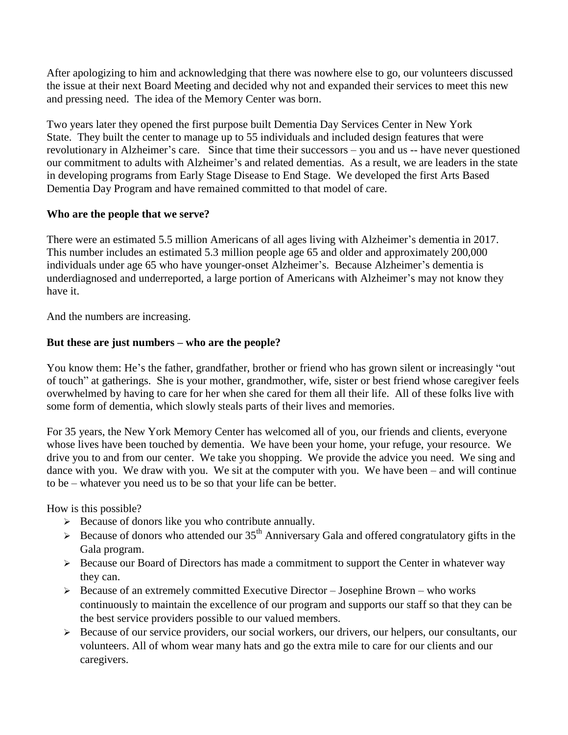After apologizing to him and acknowledging that there was nowhere else to go, our volunteers discussed the issue at their next Board Meeting and decided why not and expanded their services to meet this new and pressing need. The idea of the Memory Center was born.

Two years later they opened the first purpose built Dementia Day Services Center in New York State. They built the center to manage up to 55 individuals and included design features that were revolutionary in Alzheimer's care. Since that time their successors – you and us -- have never questioned our commitment to adults with Alzheimer's and related dementias. As a result, we are leaders in the state in developing programs from Early Stage Disease to End Stage. We developed the first Arts Based Dementia Day Program and have remained committed to that model of care.

**Who are the people that we serve?**

There were an estimated 5.5 million Americans of all ages living with Alzheimer's dementia in 2017. This number includes an estimated 5.3 million people age 65 and older and approximately 200,000 individuals under age 65 who have younger-onset Alzheimer's. Because Alzheimer's dementia is underdiagnosed and underreported, a large portion of Americans with Alzheimer's may not know they have it.

And the numbers are increasing.

**But these are just numbers – who are the people?**

You know them: He's the father, grandfather, brother or friend who has grown silent or increasingly "out of touch" at gatherings. She is your mother, grandmother, wife, sister or best friend whose caregiver feels overwhelmed by having to care for her when she cared for them all their life. All of these folks live with some form of dementia, which slowly steals parts of their lives and memories.

For 35 years, the New York Memory Center has welcomed all of you, our friends and clients, everyone whose lives have been touched by dementia. We have been your home, your refuge, your resource. We drive you to and from our center. We take you shopping. We provide the advice you need. We sing and dance with you. We draw with you. We sit at the computer with you. We have been – and will continue to be – whatever you need us to be so that your life can be better.

How is this possible?

- Because of donors like you who contribute annually.
- Because of donors who attended our 35th Anniversary Gala and offered congratulatory gifts in the Gala program.
- Because our Board of Directors has made a commitment to support the Center in whatever way they can.
- Because of an extremely committed Executive Director – Josephine Brown – who works continuously to maintain the excellence of our program and supports our staff so that they can be the best service providers possible to our valued members.
- Because of our service providers, our social workers, our drivers, our helpers, our consultants, our volunteers. All of whom wear many hats and go the extra mile to care for our clients and our caregivers.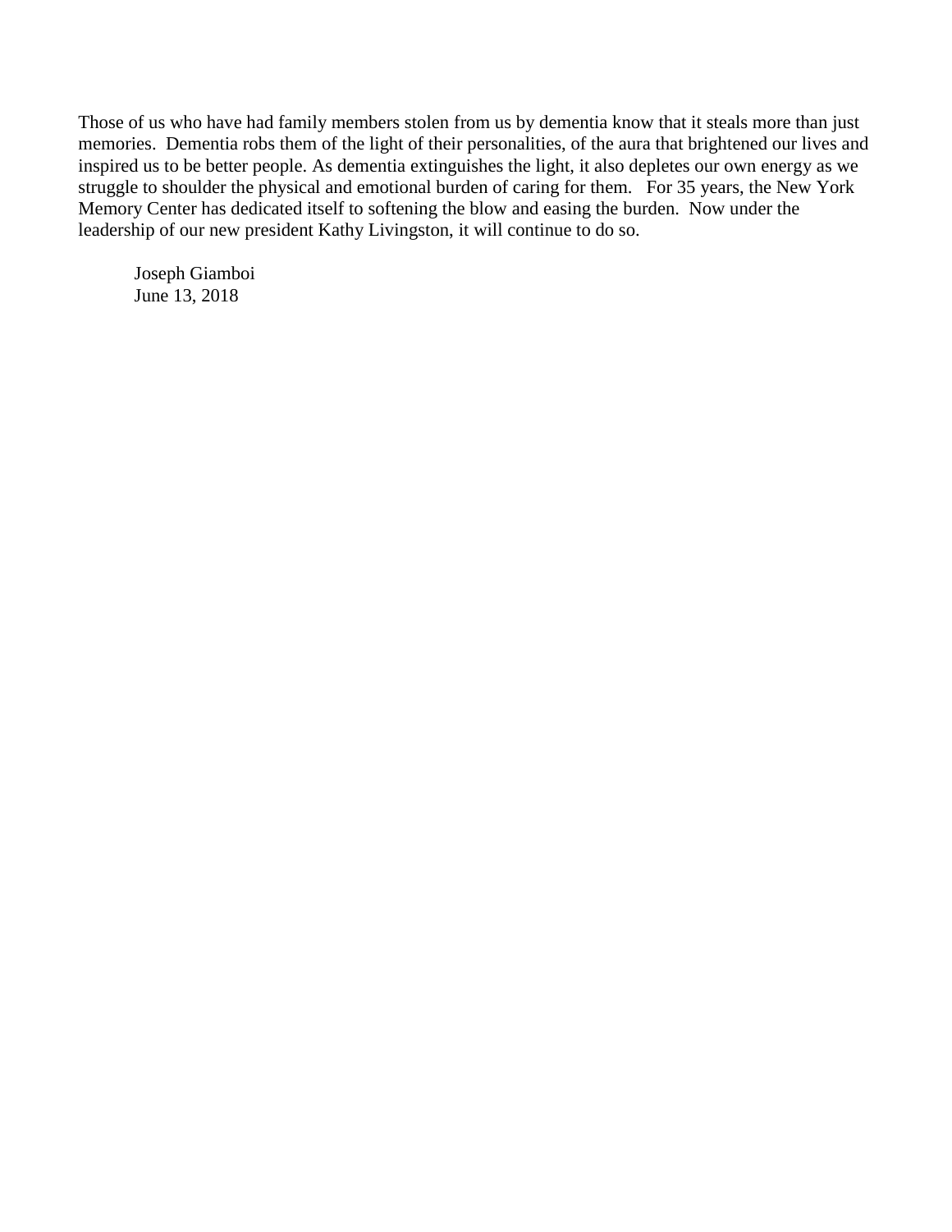Those of us who have had family members stolen from us by dementia know that it steals more than just memories. Dementia robs them of the light of their personalities, of the aura that brightened our lives and inspired us to be better people. As dementia extinguishes the light, it also depletes our own energy as we struggle to shoulder the physical and emotional burden of caring for them. For 35 years, the New York Memory Center has dedicated itself to softening the blow and easing the burden. Now under the leadership of our new president Kathy Livingston, it will continue to do so.

Joseph Giamboi
June 13, 2018